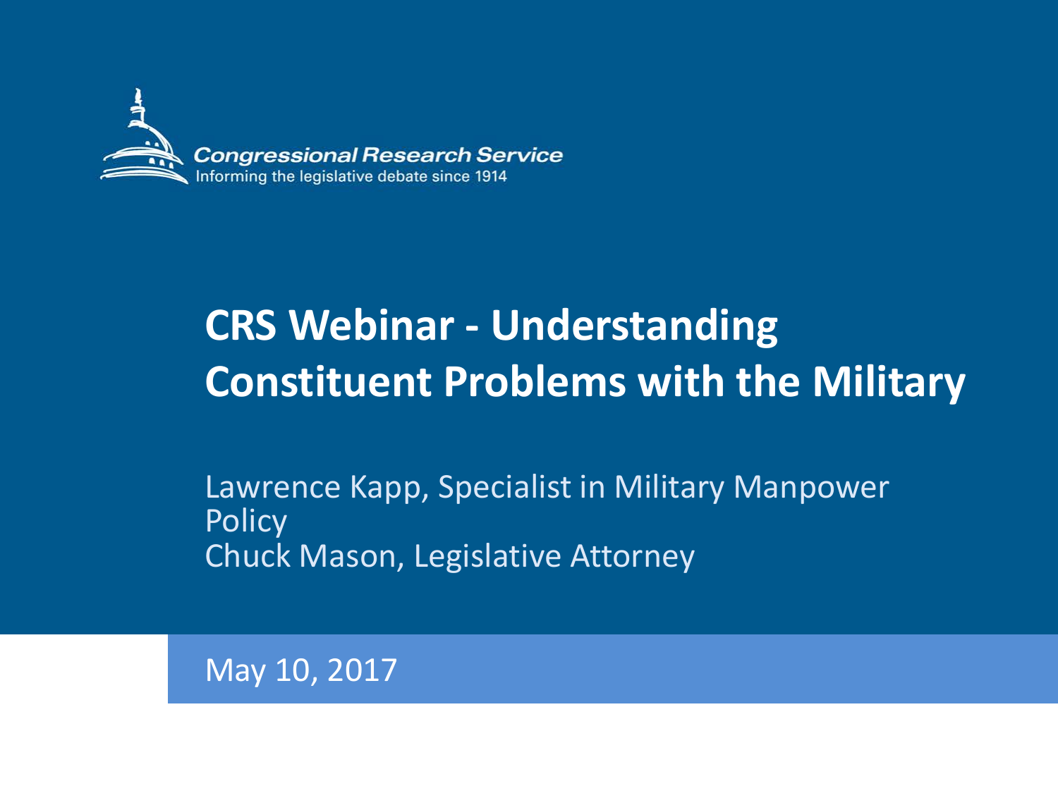Congressional Research Service
Informing the legislative debate since 1914

# CRS Webinar - Understanding Constituent Problems with the Military

Lawrence Kapp, Specialist in Military Manpower Policy
Chuck Mason, Legislative Attorney

May 10, 2017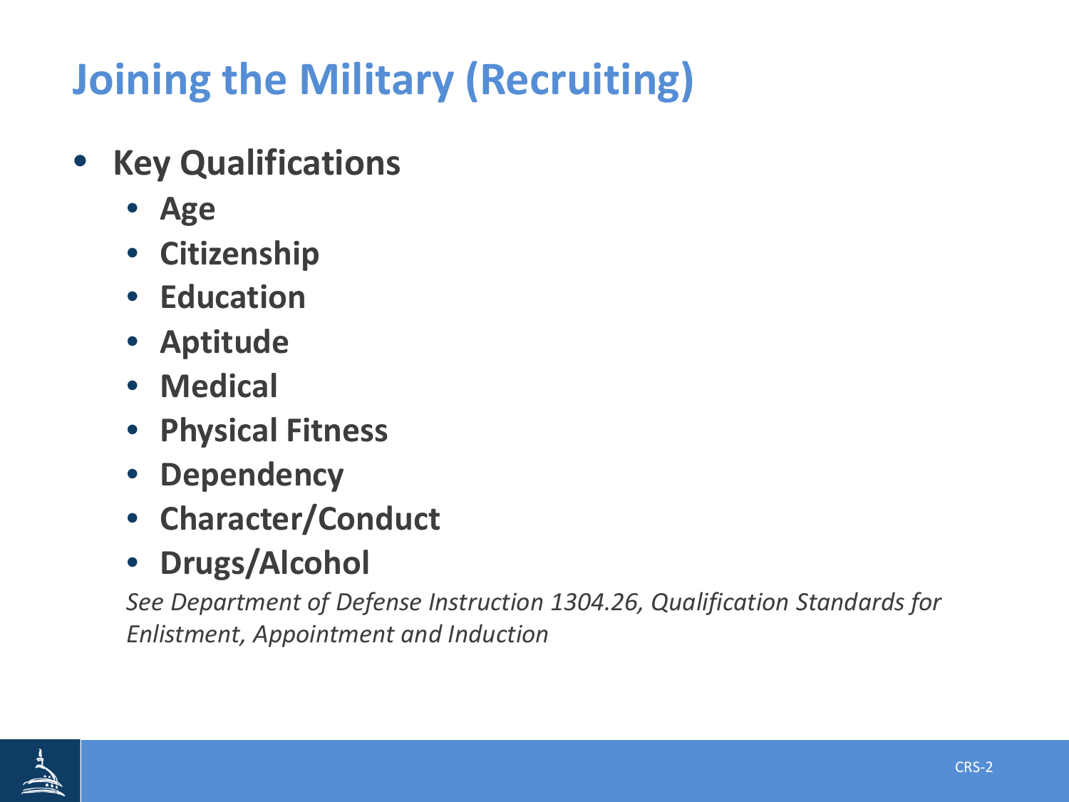# Joining the Military (Recruiting)

- **Key Qualifications**
  - **Age**
  - **Citizenship**
  - **Education**
  - **Aptitude**
  - **Medical**
  - **Physical Fitness**
  - **Dependency**
  - **Character/Conduct**
  - **Drugs/Alcohol**

  *See Department of Defense Instruction 1304.26, Qualification Standards for Enlistment, Appointment and Induction*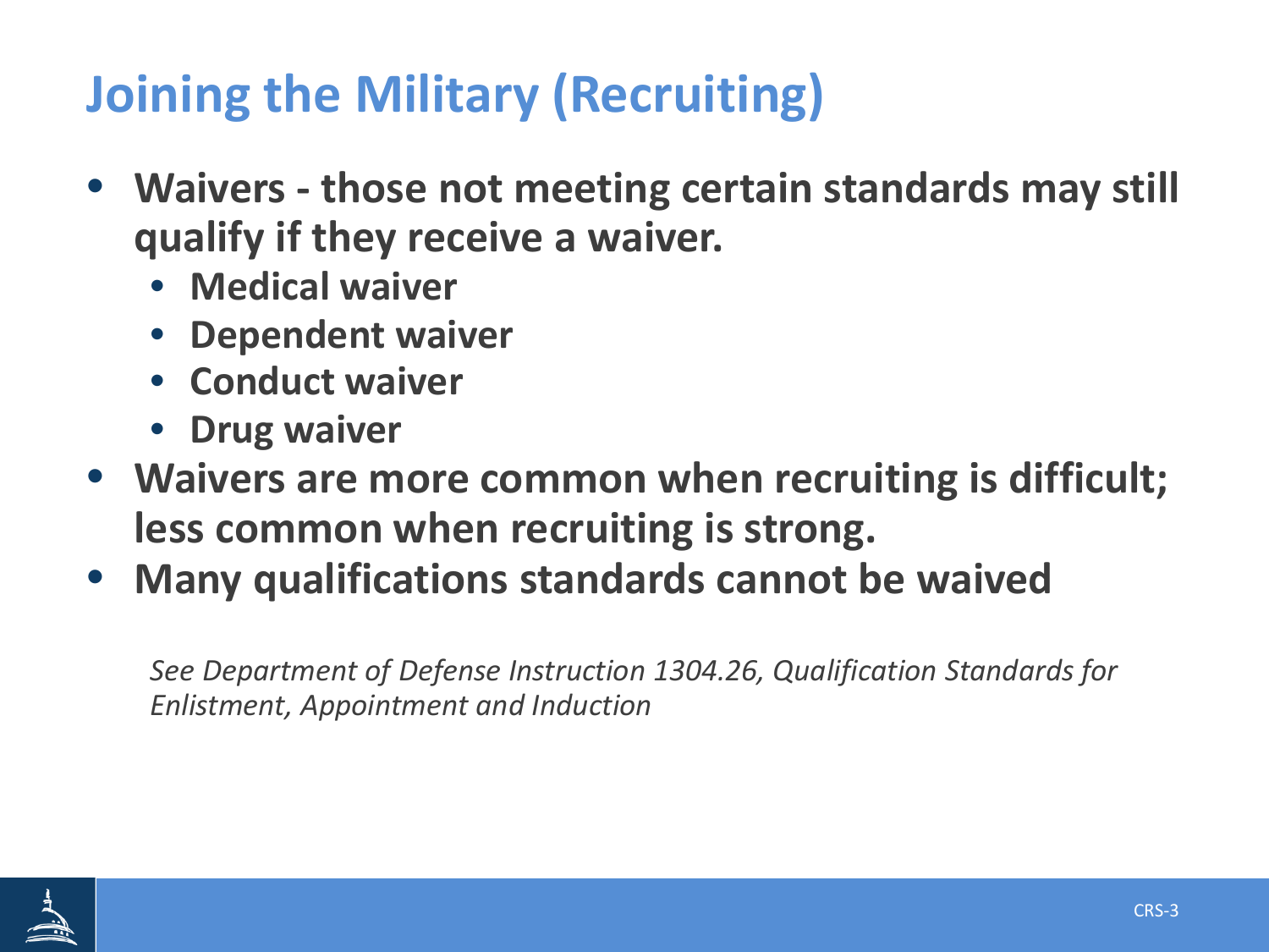# Joining the Military (Recruiting)

- **Waivers - those not meeting certain standards may still qualify if they receive a waiver.**
  - **Medical waiver**
  - **Dependent waiver**
  - **Conduct waiver**
  - **Drug waiver**
- **Waivers are more common when recruiting is difficult; less common when recruiting is strong.**
- **Many qualifications standards cannot be waived**

*See Department of Defense Instruction 1304.26, Qualification Standards for Enlistment, Appointment and Induction*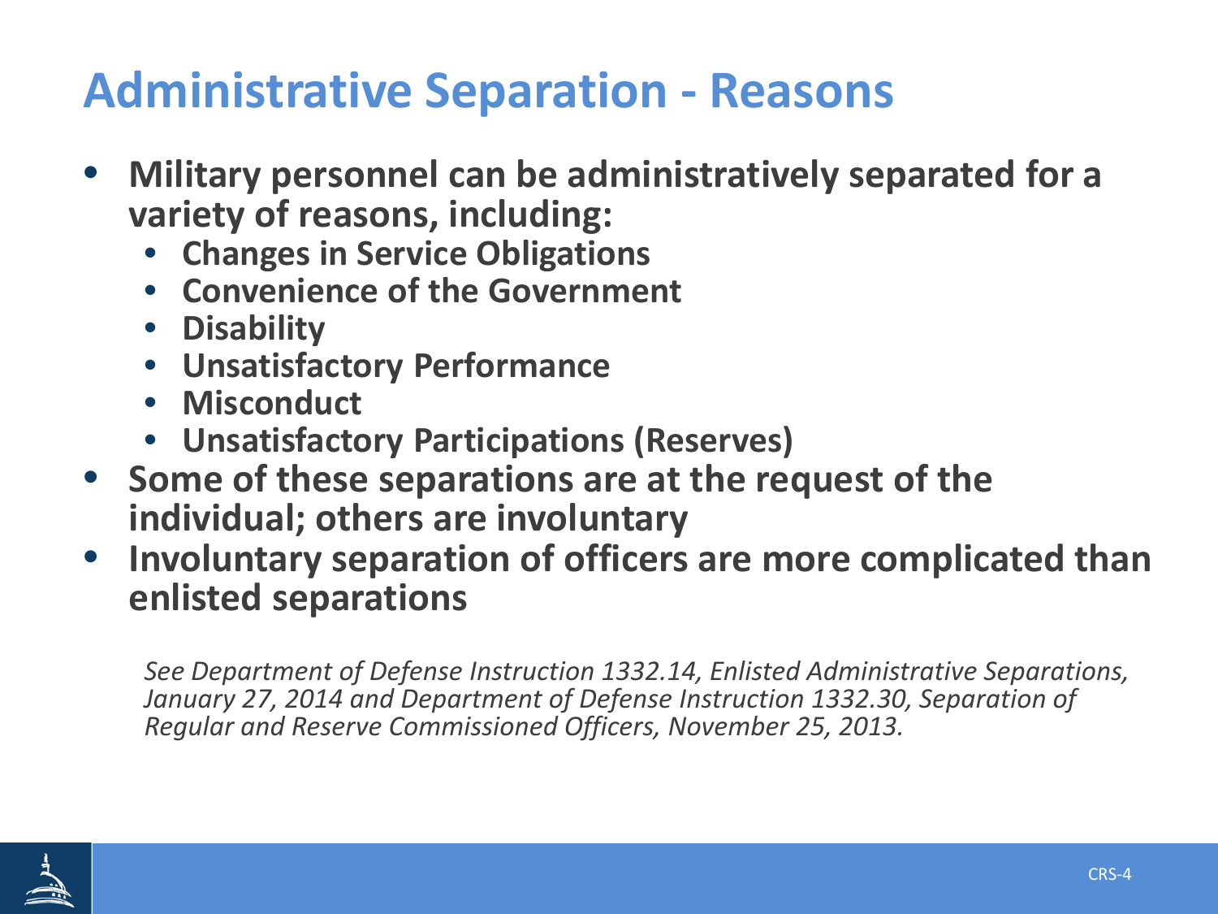# Administrative Separation - Reasons

- **Military personnel can be administratively separated for a variety of reasons, including:**
  - **Changes in Service Obligations**
  - **Convenience of the Government**
  - **Disability**
  - **Unsatisfactory Performance**
  - **Misconduct**
  - **Unsatisfactory Participations (Reserves)**
- **Some of these separations are at the request of the individual; others are involuntary**
- **Involuntary separation of officers are more complicated than enlisted separations**

*See Department of Defense Instruction 1332.14, Enlisted Administrative Separations, January 27, 2014 and Department of Defense Instruction 1332.30, Separation of Regular and Reserve Commissioned Officers, November 25, 2013.*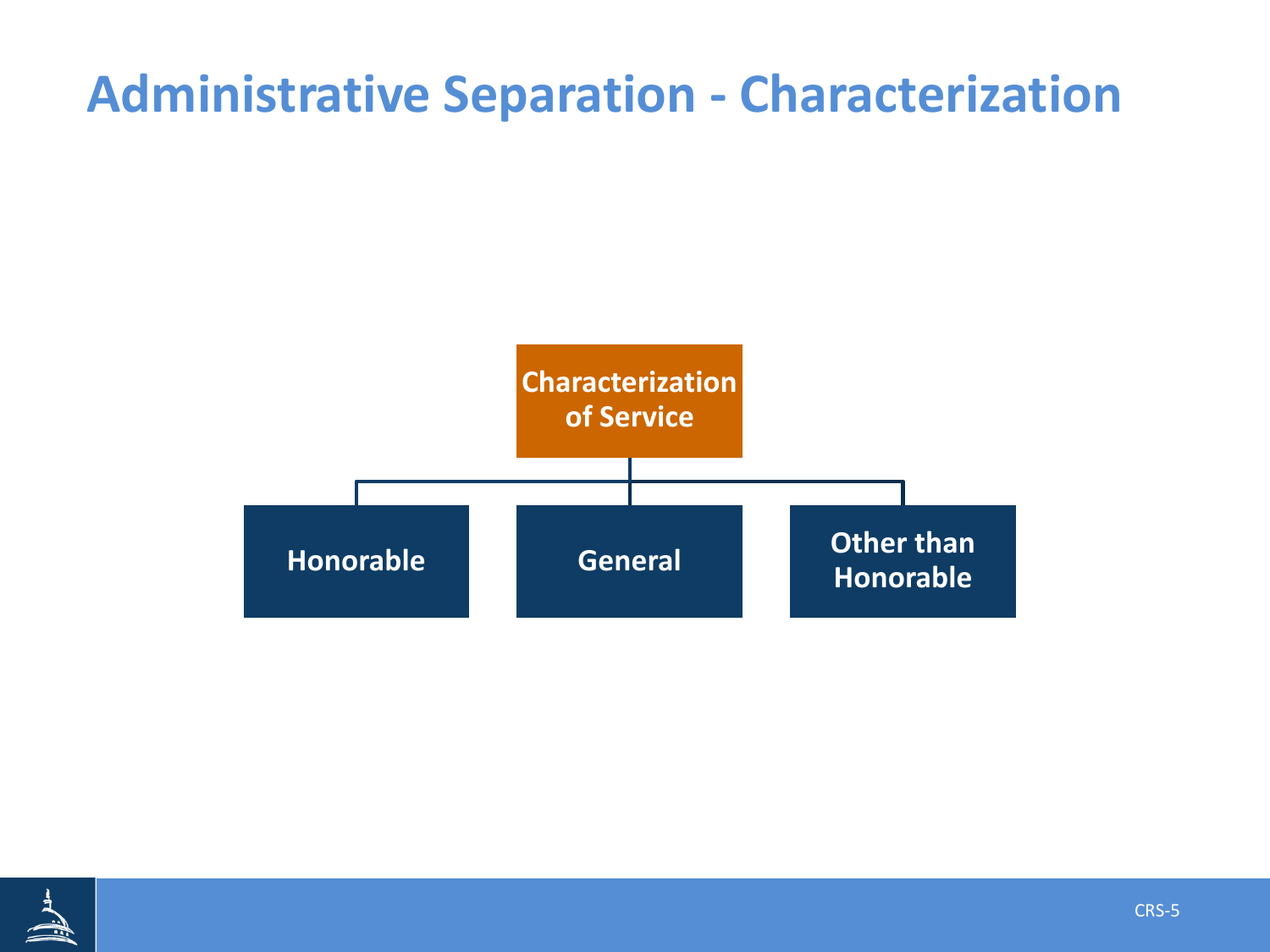# Administrative Separation - Characterization

**Characterization of Service**

- **Honorable**
- **General**
- **Other than Honorable**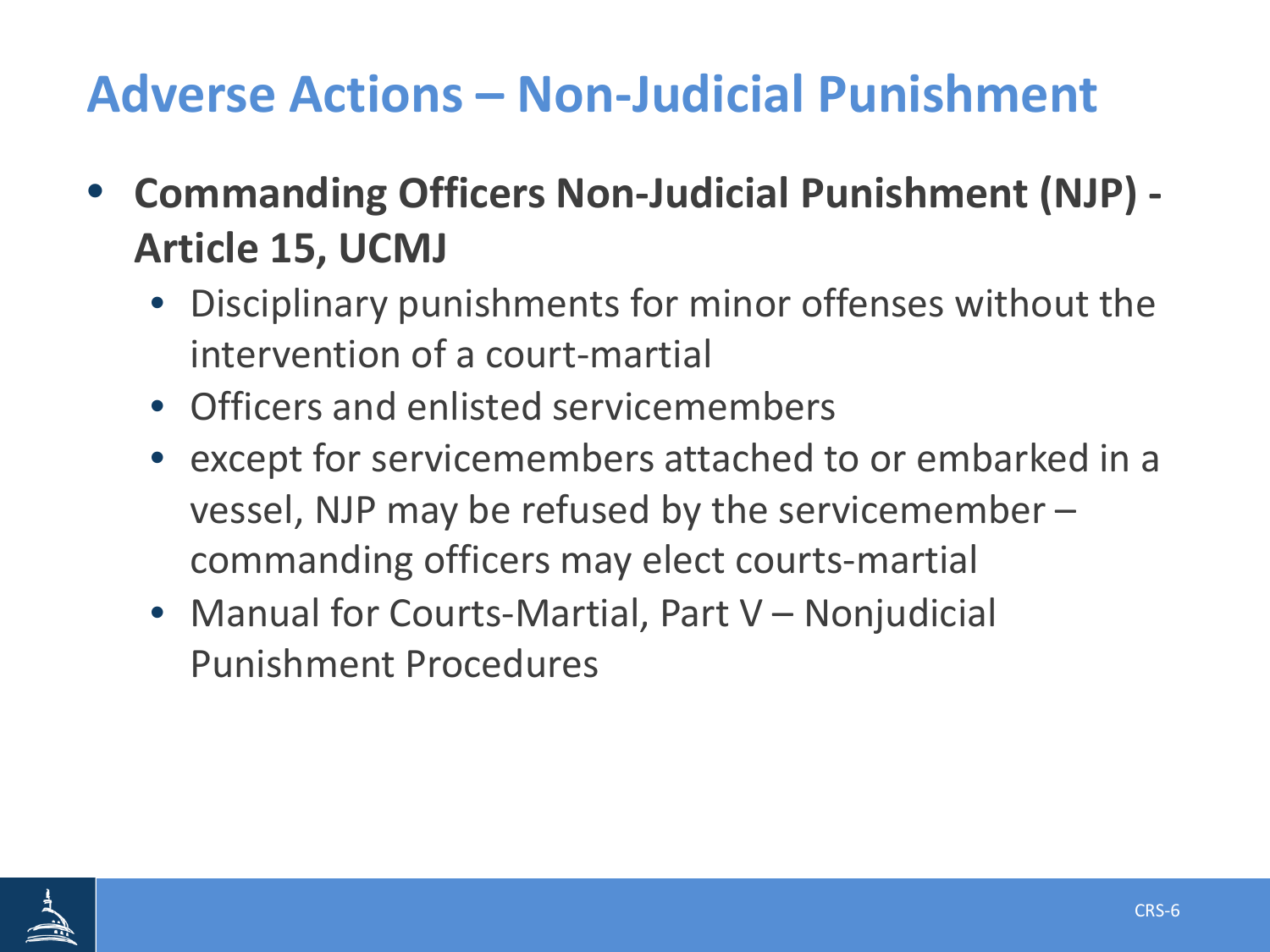# Adverse Actions – Non-Judicial Punishment

- **Commanding Officers Non-Judicial Punishment (NJP) - Article 15, UCMJ**
  - Disciplinary punishments for minor offenses without the intervention of a court-martial
  - Officers and enlisted servicemembers
  - except for servicemembers attached to or embarked in a vessel, NJP may be refused by the servicemember – commanding officers may elect courts-martial
  - Manual for Courts-Martial, Part V – Nonjudicial Punishment Procedures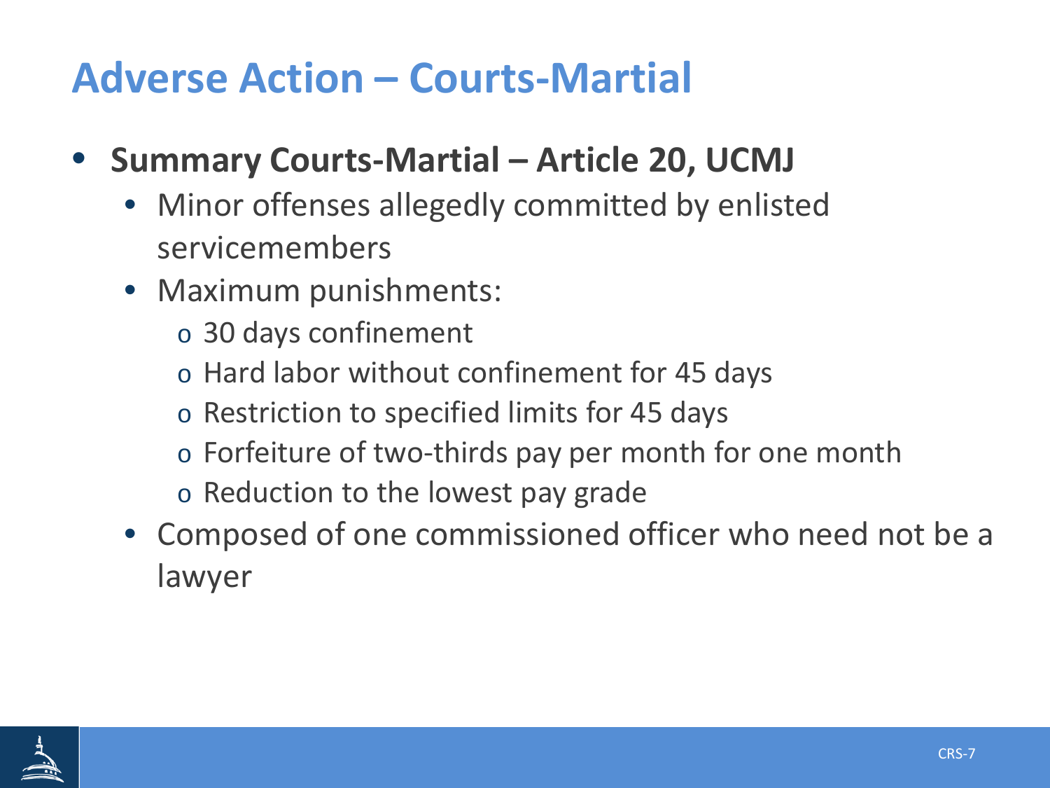# Adverse Action – Courts-Martial

- **Summary Courts-Martial – Article 20, UCMJ**
  - Minor offenses allegedly committed by enlisted servicemembers
  - Maximum punishments:
    - 30 days confinement
    - Hard labor without confinement for 45 days
    - Restriction to specified limits for 45 days
    - Forfeiture of two-thirds pay per month for one month
    - Reduction to the lowest pay grade
  - Composed of one commissioned officer who need not be a lawyer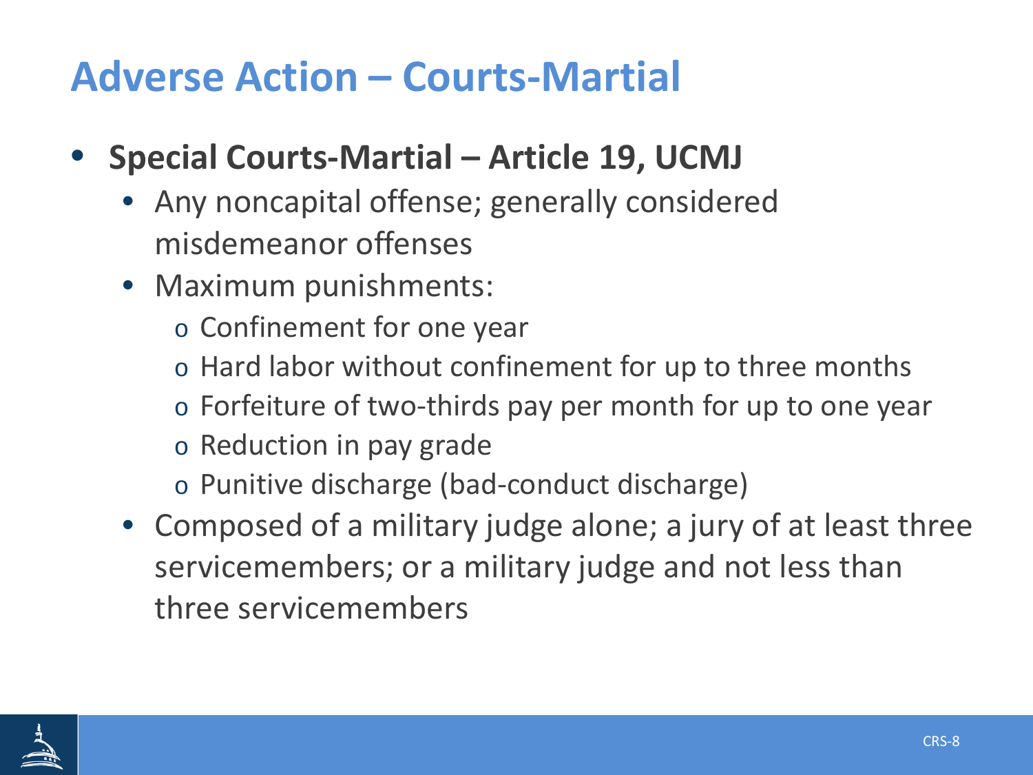# Adverse Action – Courts-Martial

- **Special Courts-Martial – Article 19, UCMJ**
  - Any noncapital offense; generally considered misdemeanor offenses
  - Maximum punishments:
    - Confinement for one year
    - Hard labor without confinement for up to three months
    - Forfeiture of two-thirds pay per month for up to one year
    - Reduction in pay grade
    - Punitive discharge (bad-conduct discharge)
  - Composed of a military judge alone; a jury of at least three servicemembers; or a military judge and not less than three servicemembers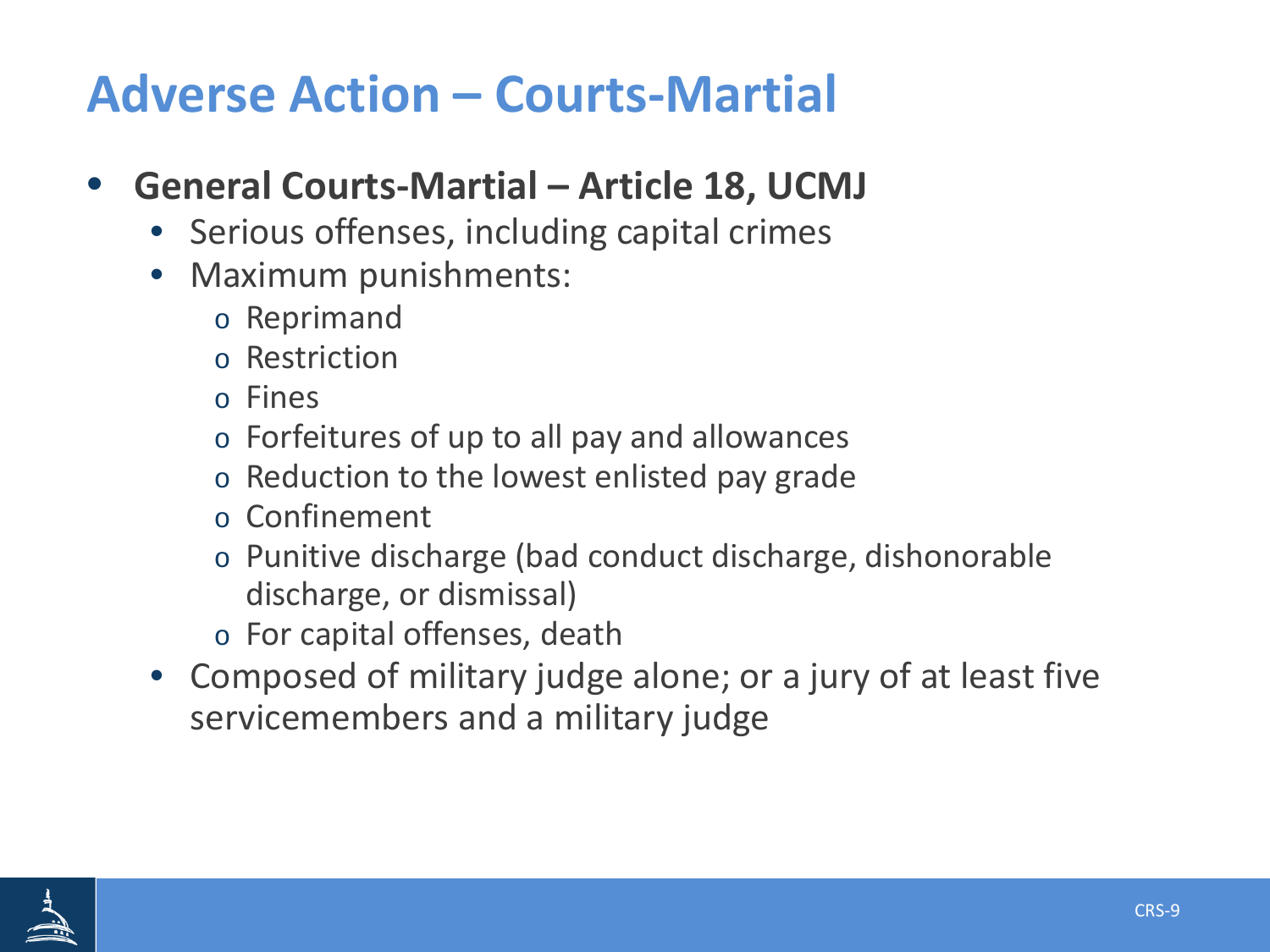# Adverse Action – Courts-Martial

- **General Courts-Martial – Article 18, UCMJ**
  - Serious offenses, including capital crimes
  - Maximum punishments:
    - Reprimand
    - Restriction
    - Fines
    - Forfeitures of up to all pay and allowances
    - Reduction to the lowest enlisted pay grade
    - Confinement
    - Punitive discharge (bad conduct discharge, dishonorable discharge, or dismissal)
    - For capital offenses, death
  - Composed of military judge alone; or a jury of at least five servicemembers and a military judge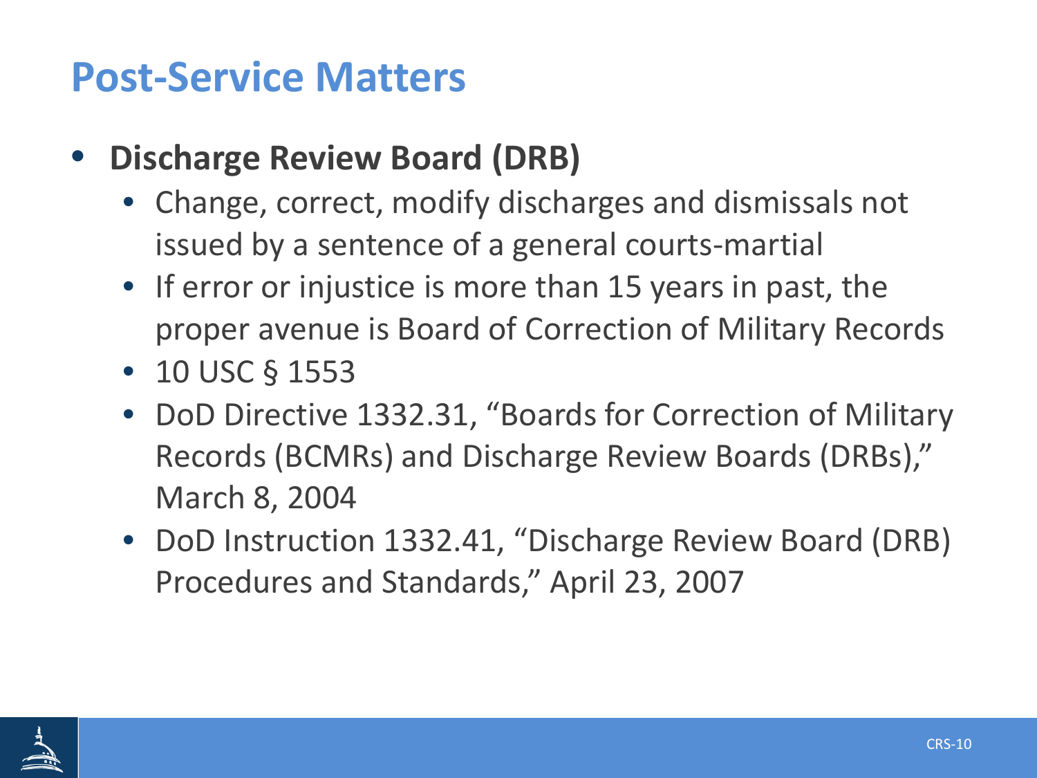# Post-Service Matters

- **Discharge Review Board (DRB)**
  - Change, correct, modify discharges and dismissals not issued by a sentence of a general courts-martial
  - If error or injustice is more than 15 years in past, the proper avenue is Board of Correction of Military Records
  - 10 USC § 1553
  - DoD Directive 1332.31, "Boards for Correction of Military Records (BCMRs) and Discharge Review Boards (DRBs)," March 8, 2004
  - DoD Instruction 1332.41, "Discharge Review Board (DRB) Procedures and Standards," April 23, 2007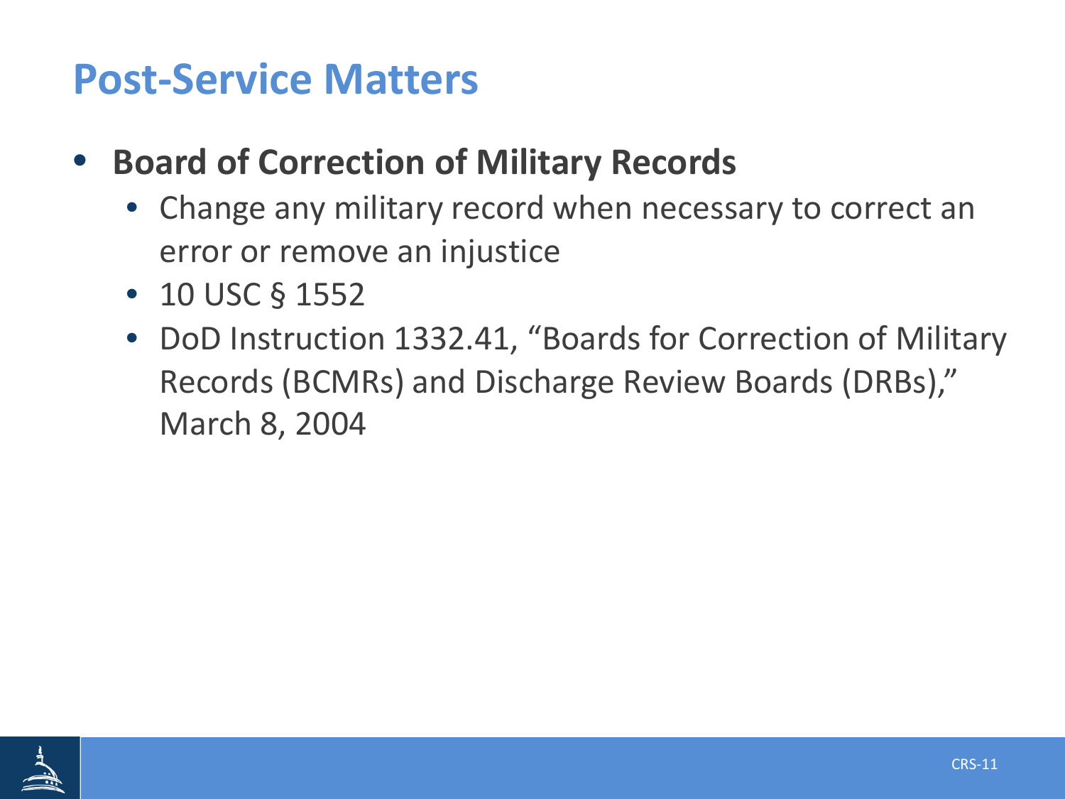# Post-Service Matters

- **Board of Correction of Military Records**
  - Change any military record when necessary to correct an error or remove an injustice
  - 10 USC § 1552
  - DoD Instruction 1332.41, "Boards for Correction of Military Records (BCMRs) and Discharge Review Boards (DRBs)," March 8, 2004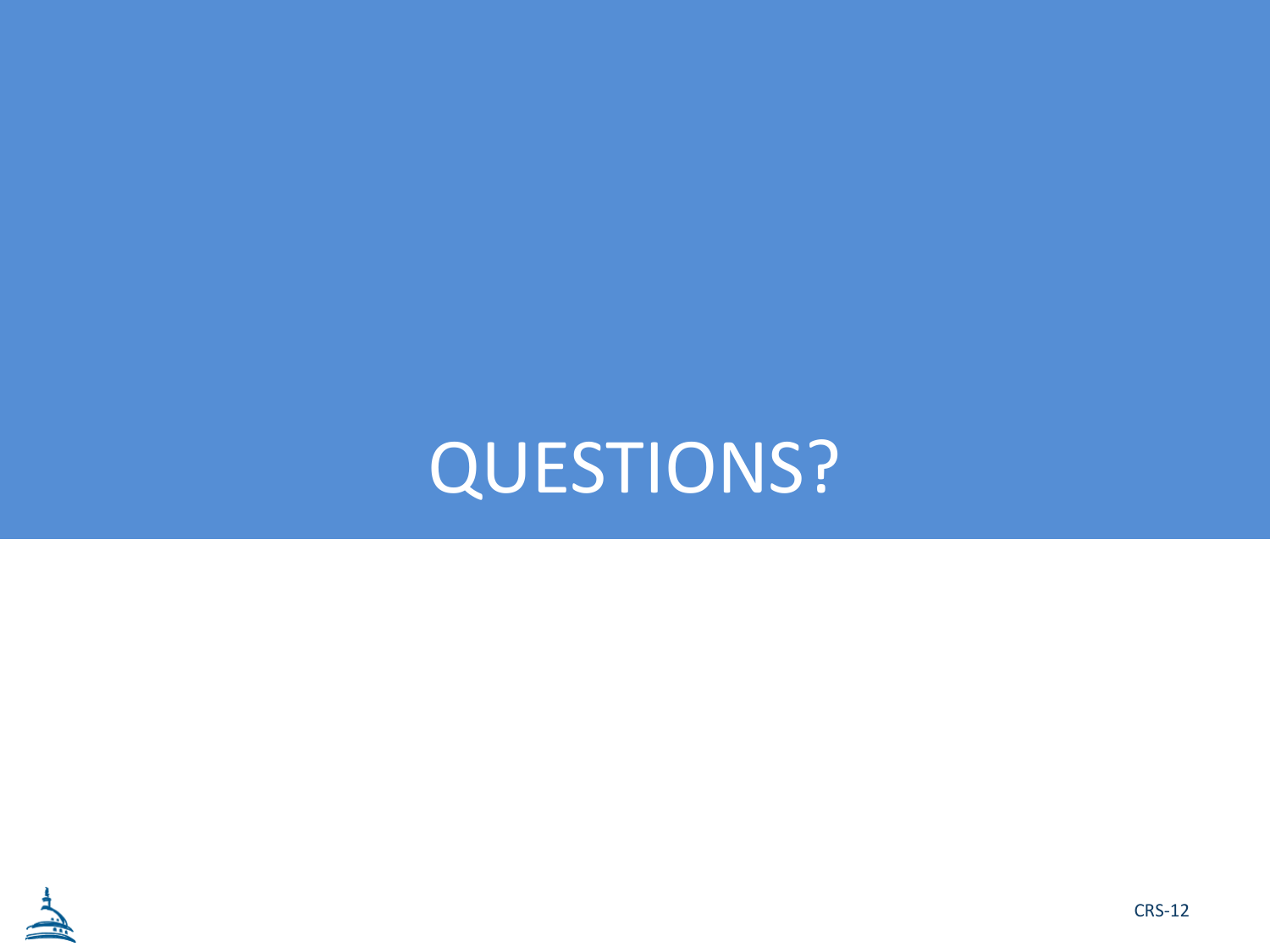# QUESTIONS?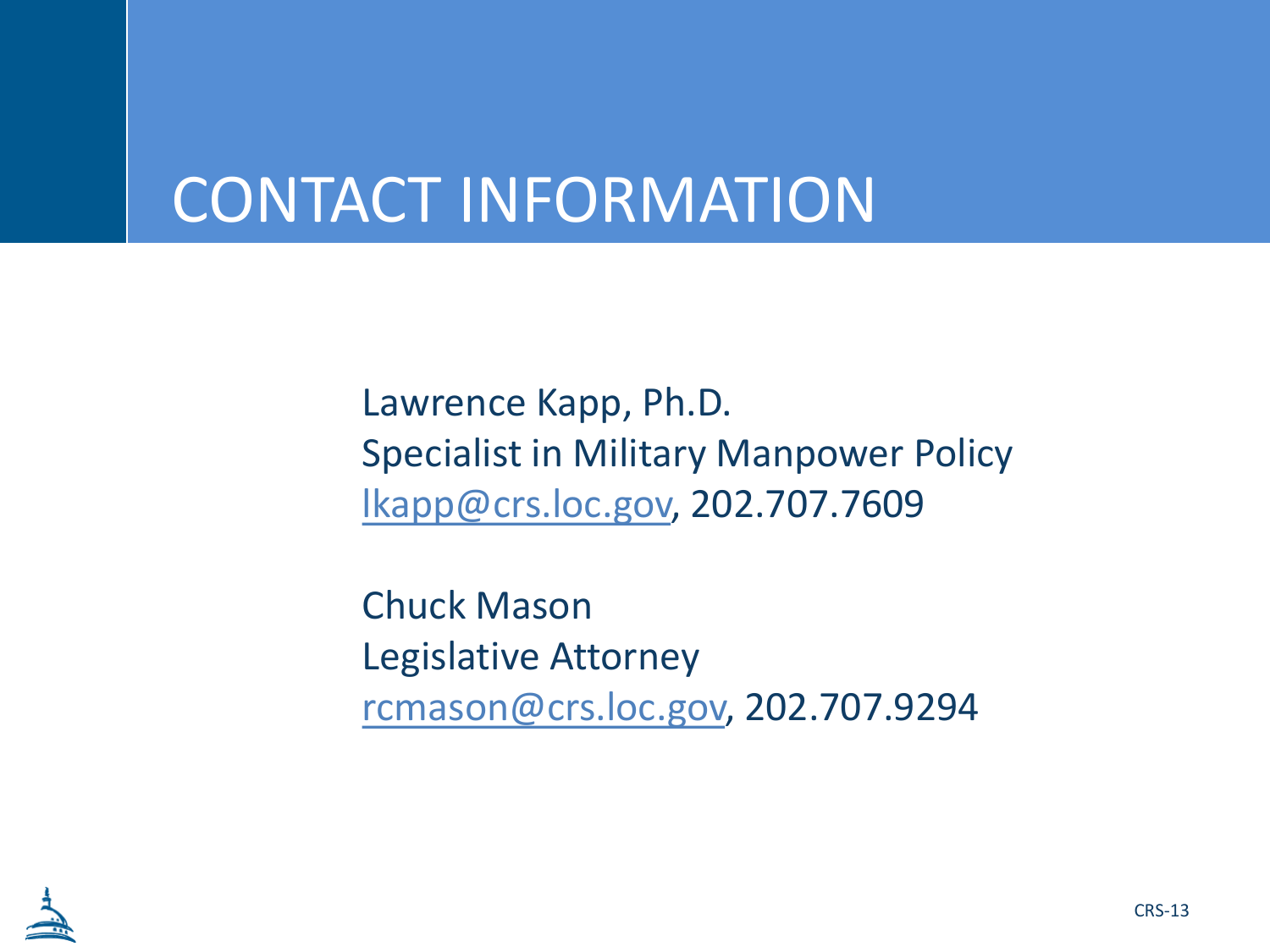# CONTACT INFORMATION

Lawrence Kapp, Ph.D.
Specialist in Military Manpower Policy
lkapp@crs.loc.gov, 202.707.7609

Chuck Mason
Legislative Attorney
rcmason@crs.loc.gov, 202.707.9294